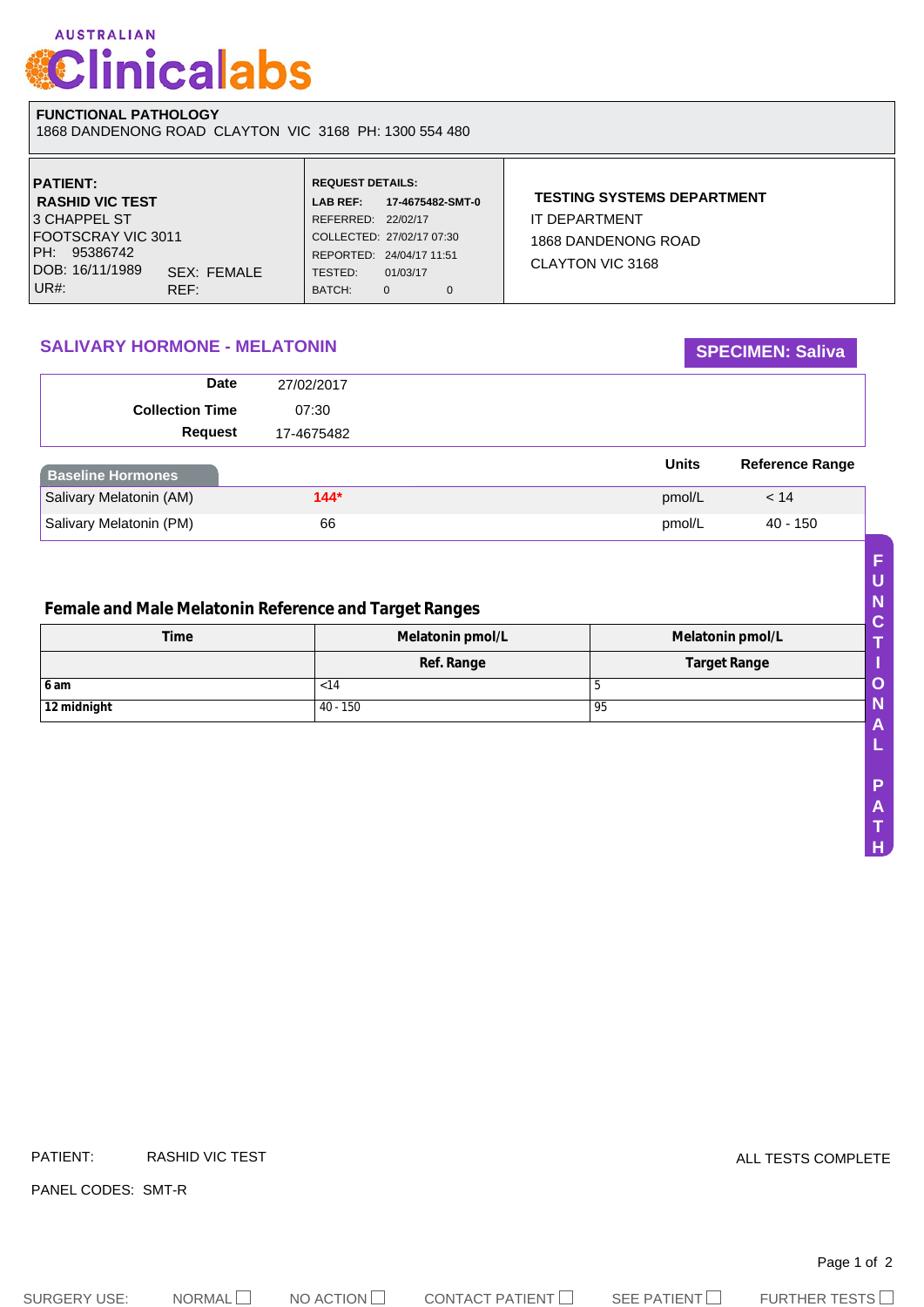AUSTRALIAN Clinicalabs

**FUNCTIONAL PATHOLOGY**
1868 DANDENONG ROAD CLAYTON VIC 3168 PH: 1300 554 480

**PATIENT:**
**RASHID VIC TEST**
3 CHAPPEL ST
FOOTSCRAY VIC 3011
PH: 95386742
DOB: 16/11/1989 SEX: FEMALE
UR#: REF:

**REQUEST DETAILS:**
**LAB REF: 17-4675482-SMT-0**
REFERRED: 22/02/17
COLLECTED: 27/02/17 07:30
REPORTED: 24/04/17 11:51
TESTED: 01/03/17
BATCH: 0 0

**TESTING SYSTEMS DEPARTMENT**
IT DEPARTMENT
1868 DANDENONG ROAD
CLAYTON VIC 3168

## SALIVARY HORMONE - MELATONIN

**SPECIMEN: Saliva**

| | |
|---|---|
| **Date** | 27/02/2017 |
| **Collection Time** | 07:30 |
| **Request** | 17-4675482 |

| Baseline Hormones | | Units | Reference Range |
|---|---|---|---|
| Salivary Melatonin (AM) | **144*** | pmol/L | < 14 |
| Salivary Melatonin (PM) | 66 | pmol/L | 40 - 150 |

### Female and Male Melatonin Reference and Target Ranges

| Time | Melatonin pmol/L | Melatonin pmol/L |
|---|---|---|
| | **Ref. Range** | **Target Range** |
| **6 am** | <14 | 5 |
| **12 midnight** | 40 - 150 | 95 |

PATIENT: RASHID VIC TEST

ALL TESTS COMPLETE

PANEL CODES: SMT-R

SURGERY USE: NORMAL ☐ NO ACTION ☐ CONTACT PATIENT ☐ SEE PATIENT ☐ FURTHER TESTS ☐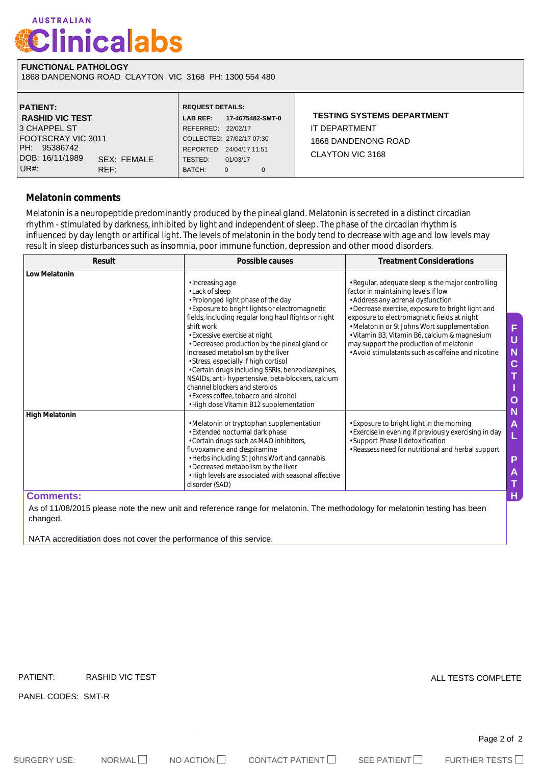**AUSTRALIAN Clinicalabs**

**FUNCTIONAL PATHOLOGY**
1868 DANDENONG ROAD CLAYTON VIC 3168 PH: 1300 554 480

| | | |
|---|---|---|
| **PATIENT:**<br>**RASHID VIC TEST**<br>3 CHAPPEL ST<br>FOOTSCRAY VIC 3011<br>PH: 95386742<br>DOB: 16/11/1989 SEX: FEMALE<br>UR#: REF: | **REQUEST DETAILS:**<br>**LAB REF: 17-4675482-SMT-0**<br>REFERRED: 22/02/17<br>COLLECTED: 27/02/17 07:30<br>REPORTED: 24/04/17 11:51<br>TESTED: 01/03/17<br>BATCH: 0 0 | **TESTING SYSTEMS DEPARTMENT**<br>IT DEPARTMENT<br>1868 DANDENONG ROAD<br>CLAYTON VIC 3168 |

## Melatonin comments

Melatonin is a neuropeptide predominantly produced by the pineal gland. Melatonin is secreted in a distinct circadian rhythm - stimulated by darkness, inhibited by light and independent of sleep. The phase of the circadian rhythm is influenced by day length or artifical light. The levels of melatonin in the body tend to decrease with age and low levels may result in sleep disturbances such as insomnia, poor immune function, depression and other mood disorders.

| Result | Possible causes | Treatment Considerations |
|---|---|---|
| **Low Melatonin** | •Increasing age<br>•Lack of sleep<br>•Prolonged light phase of the day<br>•Exposure to bright lights or electromagnetic fields, including regular long haul flights or night shift work<br>•Excessive exercise at night<br>•Decreased production by the pineal gland or increased metabolism by the liver<br>•Stress, especially if high cortisol<br>•Certain drugs including SSRIs, benzodiazepines, NSAIDs, anti- hypertensive, beta-blockers, calcium channel blockers and steroids<br>•Excess coffee, tobacco and alcohol<br>•High dose Vitamin B12 supplementation | •Regular, adequate sleep is the major controlling factor in maintaining levels if low<br>•Address any adrenal dysfunction<br>•Decrease exercise, exposure to bright light and exposure to electromagnetic fields at night<br>•Melatonin or St Johns Wort supplementation<br>•Vitamin B3, Vitamin B6, calcium & magnesium may support the production of melatonin<br>•Avoid stimulatants such as caffeine and nicotine |
| **High Melatonin** | •Melatonin or tryptophan supplementation<br>•Extended nocturnal dark phase<br>•Certain drugs such as MAO inhibitors, fluvoxamine and despiramine<br>•Herbs including St Johns Wort and cannabis<br>•Decreased metabolism by the liver<br>•High levels are associated with seasonal affective disorder (SAD) | •Exposure to bright light in the morning<br>•Exercise in evening if previously exercising in day<br>•Support Phase II detoxification<br>•Reassess need for nutritional and herbal support |

**Comments:**

As of 11/08/2015 please note the new unit and reference range for melatonin. The methodology for melatonin testing has been changed.

NATA accreditiation does not cover the performance of this service.

PATIENT: RASHID VIC TEST

ALL TESTS COMPLETE

PANEL CODES: SMT-R

SURGERY USE: NORMAL ☐ NO ACTION ☐ CONTACT PATIENT ☐ SEE PATIENT ☐ FURTHER TESTS ☐